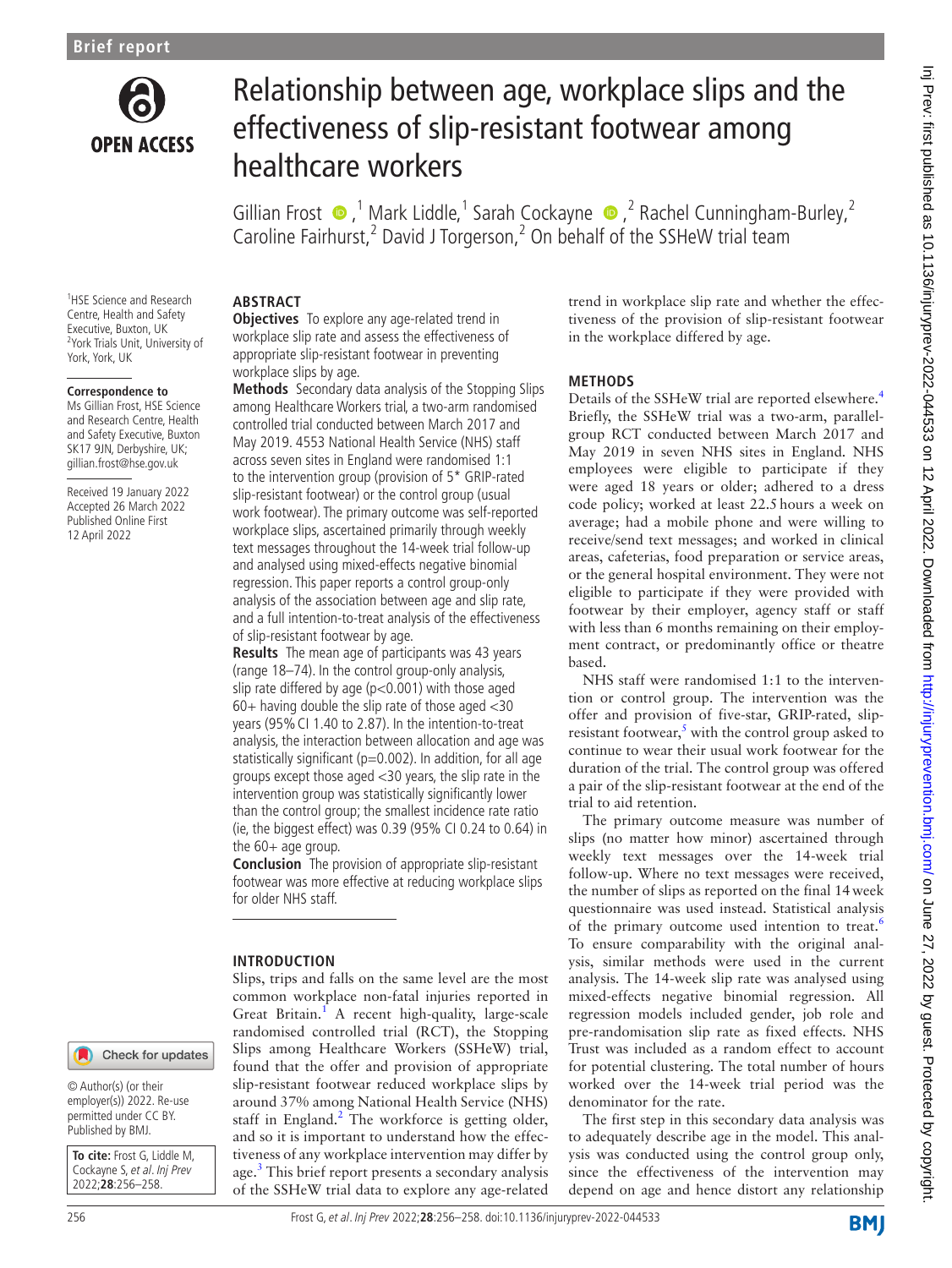# Relationship between age, workplace slips and the effectiveness of slip-resistant footwear among healthcare workers

Gillian Frost [1], Mark Liddle,[1] Sarah Cockayne [2], Rachel Cunningham-Burley,[2] Caroline Fairhurst,[2] David J Torgerson,[2] On behalf of the SSHeW trial team

[1]HSE Science and Research Centre, Health and Safety Executive, Buxton, UK
[2]York Trials Unit, University of York, York, UK

**Correspondence to**
Ms Gillian Frost, HSE Science and Research Centre, Health and Safety Executive, Buxton SK17 9JN, Derbyshire, UK; gillian.frost@hse.gov.uk

Received 19 January 2022
Accepted 26 March 2022
Published Online First 12 April 2022

© Author(s) (or their employer(s)) 2022. Re-use permitted under CC BY. Published by BMJ.

**To cite:** Frost G, Liddle M, Cockayne S, *et al*. *Inj Prev* 2022;**28**:256–258.

## ABSTRACT

**Objectives** To explore any age-related trend in workplace slip rate and assess the effectiveness of appropriate slip-resistant footwear in preventing workplace slips by age.

**Methods** Secondary data analysis of the Stopping Slips among Healthcare Workers trial, a two-arm randomised controlled trial conducted between March 2017 and May 2019. 4553 National Health Service (NHS) staff across seven sites in England were randomised 1:1 to the intervention group (provision of 5* GRIP-rated slip-resistant footwear) or the control group (usual work footwear). The primary outcome was self-reported workplace slips, ascertained primarily through weekly text messages throughout the 14-week trial follow-up and analysed using mixed-effects negative binomial regression. This paper reports a control group-only analysis of the association between age and slip rate, and a full intention-to-treat analysis of the effectiveness of slip-resistant footwear by age.

**Results** The mean age of participants was 43 years (range 18–74). In the control group-only analysis, slip rate differed by age (p<0.001) with those aged 60+ having double the slip rate of those aged <30 years (95% CI 1.40 to 2.87). In the intention-to-treat analysis, the interaction between allocation and age was statistically significant (p=0.002). In addition, for all age groups except those aged <30 years, the slip rate in the intervention group was statistically significantly lower than the control group; the smallest incidence rate ratio (ie, the biggest effect) was 0.39 (95% CI 0.24 to 0.64) in the 60+ age group.

**Conclusion** The provision of appropriate slip-resistant footwear was more effective at reducing workplace slips for older NHS staff.

## INTRODUCTION

Slips, trips and falls on the same level are the most common workplace non-fatal injuries reported in Great Britain.[1] A recent high-quality, large-scale randomised controlled trial (RCT), the Stopping Slips among Healthcare Workers (SSHeW) trial, found that the offer and provision of appropriate slip-resistant footwear reduced workplace slips by around 37% among National Health Service (NHS) staff in England.[2] The workforce is getting older, and so it is important to understand how the effectiveness of any workplace intervention may differ by age.[3] This brief report presents a secondary analysis of the SSHeW trial data to explore any age-related trend in workplace slip rate and whether the effectiveness of the provision of slip-resistant footwear in the workplace differed by age.

## METHODS

Details of the SSHeW trial are reported elsewhere.[4] Briefly, the SSHeW trial was a two-arm, parallel-group RCT conducted between March 2017 and May 2019 in seven NHS sites in England. NHS employees were eligible to participate if they were aged 18 years or older; adhered to a dress code policy; worked at least 22.5 hours a week on average; had a mobile phone and were willing to receive/send text messages; and worked in clinical areas, cafeterias, food preparation or service areas, or the general hospital environment. They were not eligible to participate if they were provided with footwear by their employer, agency staff or staff with less than 6 months remaining on their employment contract, or predominantly office or theatre based.

NHS staff were randomised 1:1 to the intervention or control group. The intervention was the offer and provision of five-star, GRIP-rated, slip-resistant footwear,[5] with the control group asked to continue to wear their usual work footwear for the duration of the trial. The control group was offered a pair of the slip-resistant footwear at the end of the trial to aid retention.

The primary outcome measure was number of slips (no matter how minor) ascertained through weekly text messages over the 14-week trial follow-up. Where no text messages were received, the number of slips as reported on the final 14 week questionnaire was used instead. Statistical analysis of the primary outcome used intention to treat.[6] To ensure comparability with the original analysis, similar methods were used in the current analysis. The 14-week slip rate was analysed using mixed-effects negative binomial regression. All regression models included gender, job role and pre-randomisation slip rate as fixed effects. NHS Trust was included as a random effect to account for potential clustering. The total number of hours worked over the 14-week trial period was the denominator for the rate.

The first step in this secondary data analysis was to adequately describe age in the model. This analysis was conducted using the control group only, since the effectiveness of the intervention may depend on age and hence distort any relationship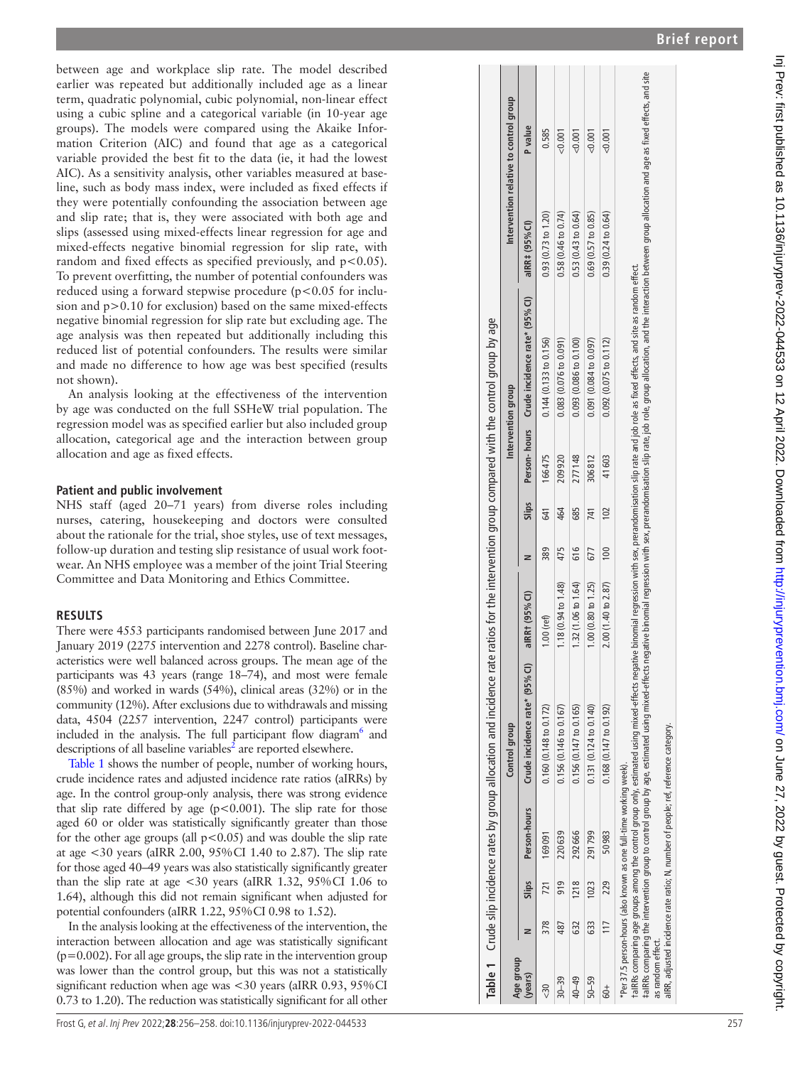between age and workplace slip rate. The model described earlier was repeated but additionally included age as a linear term, quadratic polynomial, cubic polynomial, non-linear effect using a cubic spline and a categorical variable (in 10-year age groups). The models were compared using the Akaike Information Criterion (AIC) and found that age as a categorical variable provided the best fit to the data (ie, it had the lowest AIC). As a sensitivity analysis, other variables measured at baseline, such as body mass index, were included as fixed effects if they were potentially confounding the association between age and slip rate; that is, they were associated with both age and slips (assessed using mixed-effects linear regression for age and mixed-effects negative binomial regression for slip rate, with random and fixed effects as specified previously, and $p<0.05$). To prevent overfitting, the number of potential confounders was reduced using a forward stepwise procedure ($p<0.05$ for inclusion and $p>0.10$ for exclusion) based on the same mixed-effects negative binomial regression for slip rate but excluding age. The age analysis was then repeated but additionally including this reduced list of potential confounders. The results were similar and made no difference to how age was best specified (results not shown).

An analysis looking at the effectiveness of the intervention by age was conducted on the full SSHeW trial population. The regression model was as specified earlier but also included group allocation, categorical age and the interaction between group allocation and age as fixed effects.

### Patient and public involvement

NHS staff (aged 20–71 years) from diverse roles including nurses, catering, housekeeping and doctors were consulted about the rationale for the trial, shoe styles, use of text messages, follow-up duration and testing slip resistance of usual work footwear. An NHS employee was a member of the joint Trial Steering Committee and Data Monitoring and Ethics Committee.

## RESULTS

There were 4553 participants randomised between June 2017 and January 2019 (2275 intervention and 2278 control). Baseline characteristics were well balanced across groups. The mean age of the participants was 43 years (range 18–74), and most were female (85%) and worked in wards (54%), clinical areas (32%) or in the community (12%). After exclusions due to withdrawals and missing data, 4504 (2257 intervention, 2247 control) participants were included in the analysis. The full participant flow diagram[6] and descriptions of all baseline variables[2] are reported elsewhere.

Table 1 shows the number of people, number of working hours, crude incidence rates and adjusted incidence rate ratios (aIRRs) by age. In the control group-only analysis, there was strong evidence that slip rate differed by age ($p<0.001$). The slip rate for those aged 60 or older was statistically significantly greater than those for the other age groups (all $p<0.05$) and was double the slip rate at age <30 years (aIRR 2.00, 95% CI 1.40 to 2.87). The slip rate for those aged 40–49 years was also statistically significantly greater than the slip rate at age <30 years (aIRR 1.32, 95% CI 1.06 to 1.64), although this did not remain significant when adjusted for potential confounders (aIRR 1.22, 95% CI 0.98 to 1.52).

In the analysis looking at the effectiveness of the intervention, the interaction between allocation and age was statistically significant ($p=0.002$). For all age groups, the slip rate in the intervention group was lower than the control group, but this was not a statistically significant reduction when age was <30 years (aIRR 0.93, 95% CI 0.73 to 1.20). The reduction was statistically significant for all other

**Table 1** Crude slip incidence rates by group allocation and incidence rate ratios for the intervention group compared with the control group by age

| Age group (years) | Control group | | | | | Intervention group | | | | Intervention relative to control group | |
|---|---|---|---|---|---|---|---|---|---|---|---|
| | N | Slips | Person-hours | Crude incidence rate* (95% CI) | aIRR† (95% CI) | N | Slips | Person- hours | Crude incidence rate* (95% CI) | aIRR‡ (95% CI) | P value |
| <30 | 378 | 721 | 169 091 | 0.160 (0.148 to 0.172) | 1.00 (ref) | 389 | 641 | 166 475 | 0.144 (0.133 to 0.156) | 0.93 (0.73 to 1.20) | 0.585 |
| 30–39 | 487 | 919 | 220 639 | 0.156 (0.146 to 0.167) | 1.18 (0.94 to 1.48) | 475 | 464 | 209 920 | 0.083 (0.076 to 0.091) | 0.58 (0.46 to 0.74) | <0.001 |
| 40–49 | 632 | 1218 | 292 666 | 0.156 (0.147 to 0.165) | 1.32 (1.06 to 1.64) | 616 | 685 | 277 148 | 0.093 (0.086 to 0.100) | 0.53 (0.43 to 0.64) | <0.001 |
| 50–59 | 633 | 1023 | 291 799 | 0.131 (0.124 to 0.140) | 1.00 (0.80 to 1.25) | 677 | 741 | 306 812 | 0.091 (0.084 to 0.097) | 0.69 (0.57 to 0.85) | <0.001 |
| 60+ | 117 | 229 | 50 983 | 0.168 (0.147 to 0.192) | 2.00 (1.40 to 2.87) | 100 | 102 | 41 603 | 0.092 (0.075 to 0.112) | 0.39 (0.24 to 0.64) | <0.001 |

*Per 37.5 person-hours (also known as one full-time working week).
†aIRRs comparing age groups among the control group only, estimated using mixed-effects negative binomial regression with sex, prerandomisation slip rate and job role as fixed effects, and site as random effect.
‡aIRRs comparing the intervention group to control group by age, estimated using mixed-effects negative binomial regression with sex, prerandomisation slip rate, job role, group allocation, and the interaction between group allocation and age as fixed effects, and site as random effect.
aIRR, adjusted incidence rate ratio; N, number of people; ref, reference category.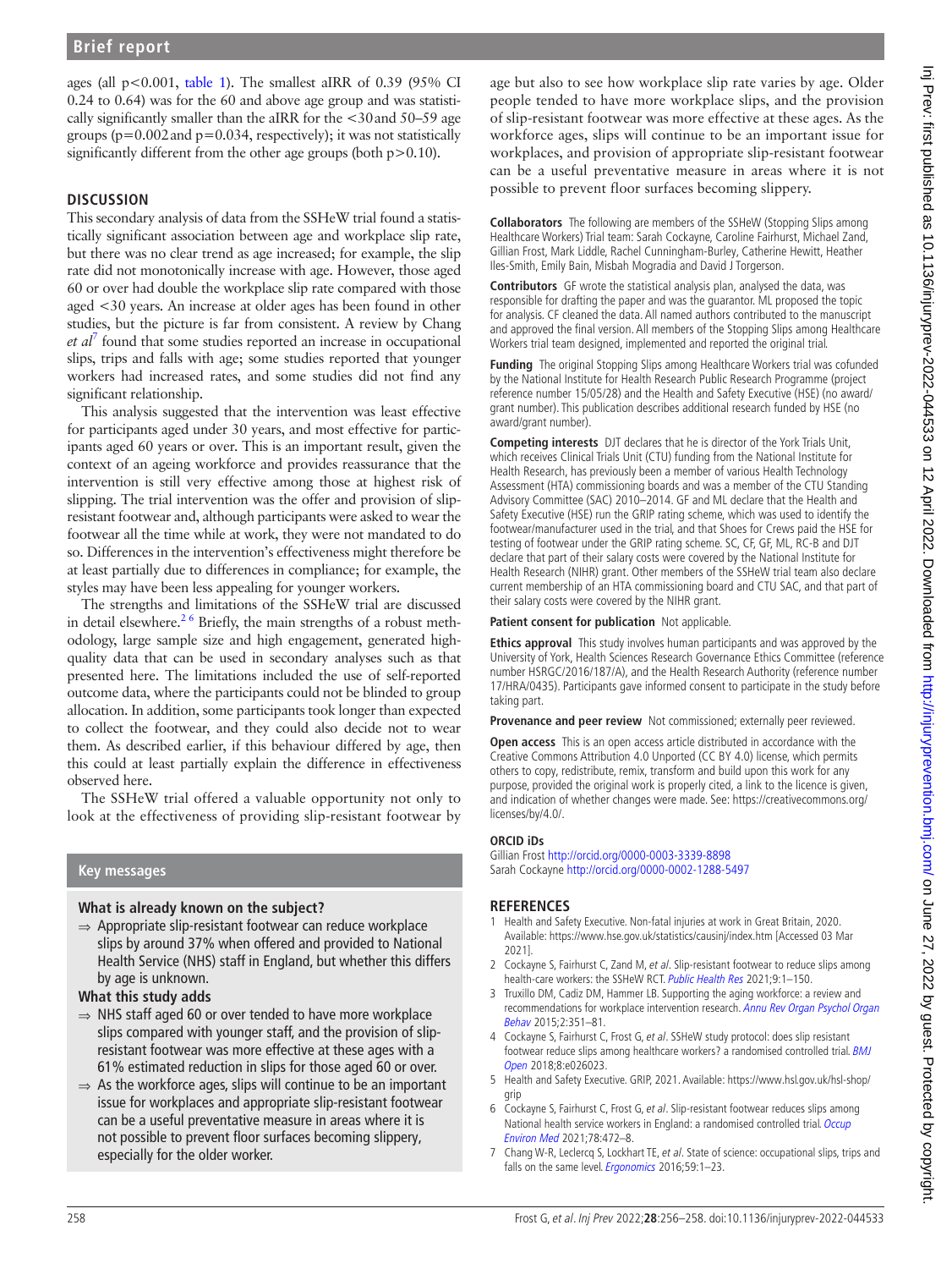ages (all p<0.001, table 1). The smallest aIRR of 0.39 (95% CI 0.24 to 0.64) was for the 60 and above age group and was statistically significantly smaller than the aIRR for the <30 and 50–59 age groups (p=0.002 and p=0.034, respectively); it was not statistically significantly different from the other age groups (both p>0.10).

## DISCUSSION

This secondary analysis of data from the SSHeW trial found a statistically significant association between age and workplace slip rate, but there was no clear trend as age increased; for example, the slip rate did not monotonically increase with age. However, those aged 60 or over had double the workplace slip rate compared with those aged <30 years. An increase at older ages has been found in other studies, but the picture is far from consistent. A review by Chang *et al*[7] found that some studies reported an increase in occupational slips, trips and falls with age; some studies reported that younger workers had increased rates, and some studies did not find any significant relationship.

This analysis suggested that the intervention was least effective for participants aged under 30 years, and most effective for participants aged 60 years or over. This is an important result, given the context of an ageing workforce and provides reassurance that the intervention is still very effective among those at highest risk of slipping. The trial intervention was the offer and provision of slip-resistant footwear and, although participants were asked to wear the footwear all the time while at work, they were not mandated to do so. Differences in the intervention's effectiveness might therefore be at least partially due to differences in compliance; for example, the styles may have been less appealing for younger workers.

The strengths and limitations of the SSHeW trial are discussed in detail elsewhere.[2,6] Briefly, the main strengths of a robust methodology, large sample size and high engagement, generated high-quality data that can be used in secondary analyses such as that presented here. The limitations included the use of self-reported outcome data, where the participants could not be blinded to group allocation. In addition, some participants took longer than expected to collect the footwear, and they could also decide not to wear them. As described earlier, if this behaviour differed by age, then this could at least partially explain the difference in effectiveness observed here.

The SSHeW trial offered a valuable opportunity not only to look at the effectiveness of providing slip-resistant footwear by age but also to see how workplace slip rate varies by age. Older people tended to have more workplace slips, and the provision of slip-resistant footwear was more effective at these ages. As the workforce ages, slips will continue to be an important issue for workplaces, and provision of appropriate slip-resistant footwear can be a useful preventative measure in areas where it is not possible to prevent floor surfaces becoming slippery.

### Key messages

**What is already known on the subject?**

- ⇒ Appropriate slip-resistant footwear can reduce workplace slips by around 37% when offered and provided to National Health Service (NHS) staff in England, but whether this differs by age is unknown.

**What this study adds**

- ⇒ NHS staff aged 60 or over tended to have more workplace slips compared with younger staff, and the provision of slip-resistant footwear was more effective at these ages with a 61% estimated reduction in slips for those aged 60 or over.
- ⇒ As the workforce ages, slips will continue to be an important issue for workplaces and appropriate slip-resistant footwear can be a useful preventative measure in areas where it is not possible to prevent floor surfaces becoming slippery, especially for the older worker.

**Collaborators** The following are members of the SSHeW (Stopping Slips among Healthcare Workers) Trial team: Sarah Cockayne, Caroline Fairhurst, Michael Zand, Gillian Frost, Mark Liddle, Rachel Cunningham-Burley, Catherine Hewitt, Heather Iles-Smith, Emily Bain, Misbah Mogradia and David J Torgerson.

**Contributors** GF wrote the statistical analysis plan, analysed the data, was responsible for drafting the paper and was the guarantor. ML proposed the topic for analysis. CF cleaned the data. All named authors contributed to the manuscript and approved the final version. All members of the Stopping Slips among Healthcare Workers trial team designed, implemented and reported the original trial.

**Funding** The original Stopping Slips among Healthcare Workers trial was cofunded by the National Institute for Health Research Public Research Programme (project reference number 15/05/28) and the Health and Safety Executive (HSE) (no award/grant number). This publication describes additional research funded by HSE (no award/grant number).

**Competing interests** DJT declares that he is director of the York Trials Unit, which receives Clinical Trials Unit (CTU) funding from the National Institute for Health Research, has previously been a member of various Health Technology Assessment (HTA) commissioning boards and was a member of the CTU Standing Advisory Committee (SAC) 2010–2014. GF and ML declare that the Health and Safety Executive (HSE) run the GRIP rating scheme, which was used to identify the footwear/manufacturer used in the trial, and that Shoes for Crews paid the HSE for testing of footwear under the GRIP rating scheme. SC, CF, GF, ML, RC-B and DJT declare that part of their salary costs were covered by the National Institute for Health Research (NIHR) grant. Other members of the SSHeW trial team also declare current membership of an HTA commissioning board and CTU SAC, and that part of their salary costs were covered by the NIHR grant.

**Patient consent for publication** Not applicable.

**Ethics approval** This study involves human participants and was approved by the University of York, Health Sciences Research Governance Ethics Committee (reference number HSRGC/2016/187/A), and the Health Research Authority (reference number 17/HRA/0435). Participants gave informed consent to participate in the study before taking part.

**Provenance and peer review** Not commissioned; externally peer reviewed.

**Open access** This is an open access article distributed in accordance with the Creative Commons Attribution 4.0 Unported (CC BY 4.0) license, which permits others to copy, redistribute, remix, transform and build upon this work for any purpose, provided the original work is properly cited, a link to the licence is given, and indication of whether changes were made. See: https://creativecommons.org/licenses/by/4.0/.

**ORCID iDs**

Gillian Frost http://orcid.org/0000-0003-3339-8898
Sarah Cockayne http://orcid.org/0000-0002-1288-5497

## REFERENCES

1. Health and Safety Executive. Non-fatal injuries at work in Great Britain, 2020. Available: https://www.hse.gov.uk/statistics/causinj/index.htm [Accessed 03 Mar 2021].
2. Cockayne S, Fairhurst C, Zand M, *et al*. Slip-resistant footwear to reduce slips among health-care workers: the SSHeW RCT. *Public Health Res* 2021;9:1–150.
3. Truxillo DM, Cadiz DM, Hammer LB. Supporting the aging workforce: a review and recommendations for workplace intervention research. *Annu Rev Organ Psychol Organ Behav* 2015;2:351–81.
4. Cockayne S, Fairhurst C, Frost G, *et al*. SSHeW study protocol: does slip resistant footwear reduce slips among healthcare workers? a randomised controlled trial. *BMJ Open* 2018;8:e026023.
5. Health and Safety Executive. GRIP, 2021. Available: https://www.hsl.gov.uk/hsl-shop/grip
6. Cockayne S, Fairhurst C, Frost G, *et al*. Slip-resistant footwear reduces slips among National health service workers in England: a randomised controlled trial. *Occup Environ Med* 2021;78:472–8.
7. Chang W-R, Leclercq S, Lockhart TE, *et al*. State of science: occupational slips, trips and falls on the same level. *Ergonomics* 2016;59:1–23.